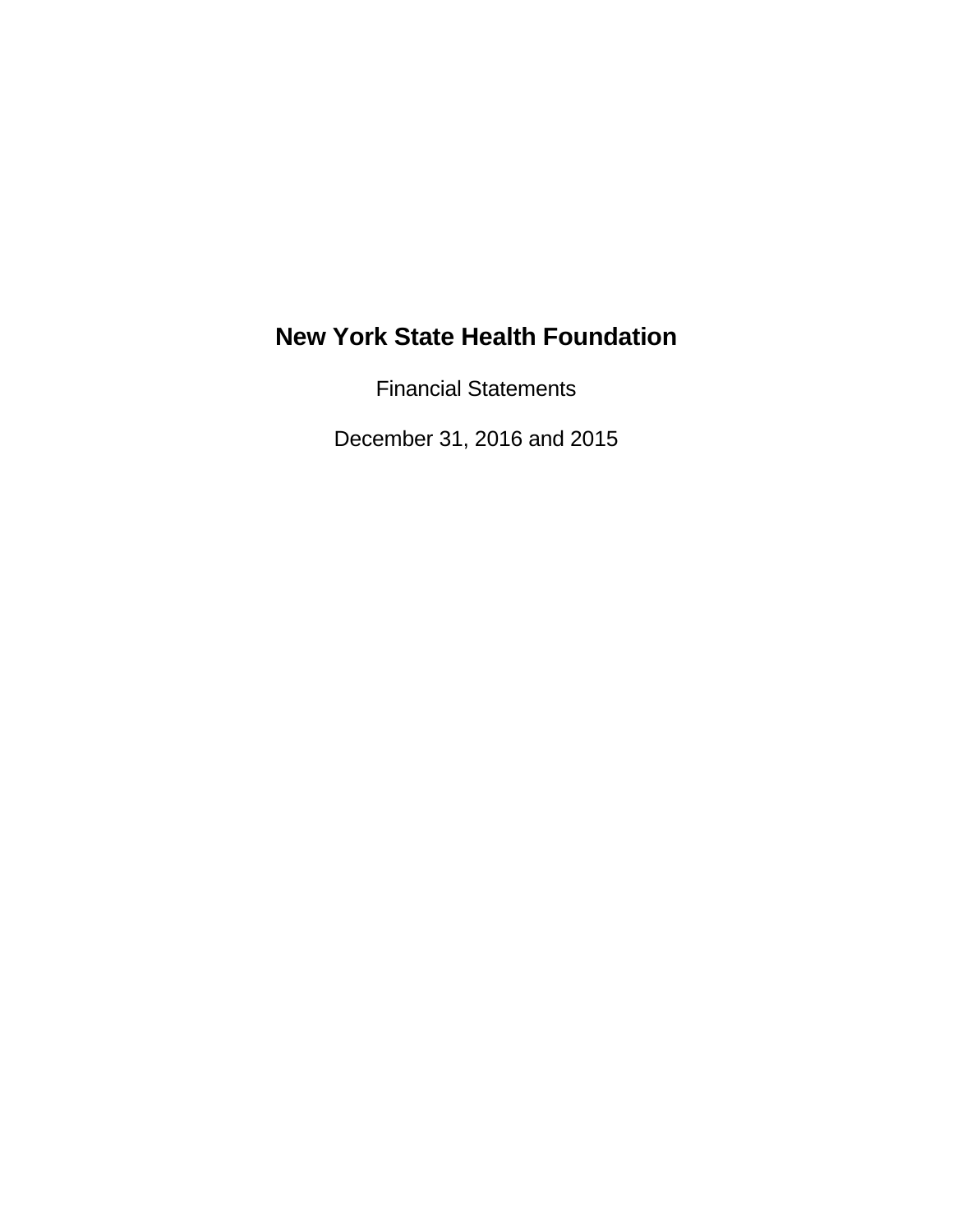# New York State Health Foundation

Financial Statements

December 31, 2016 and 2015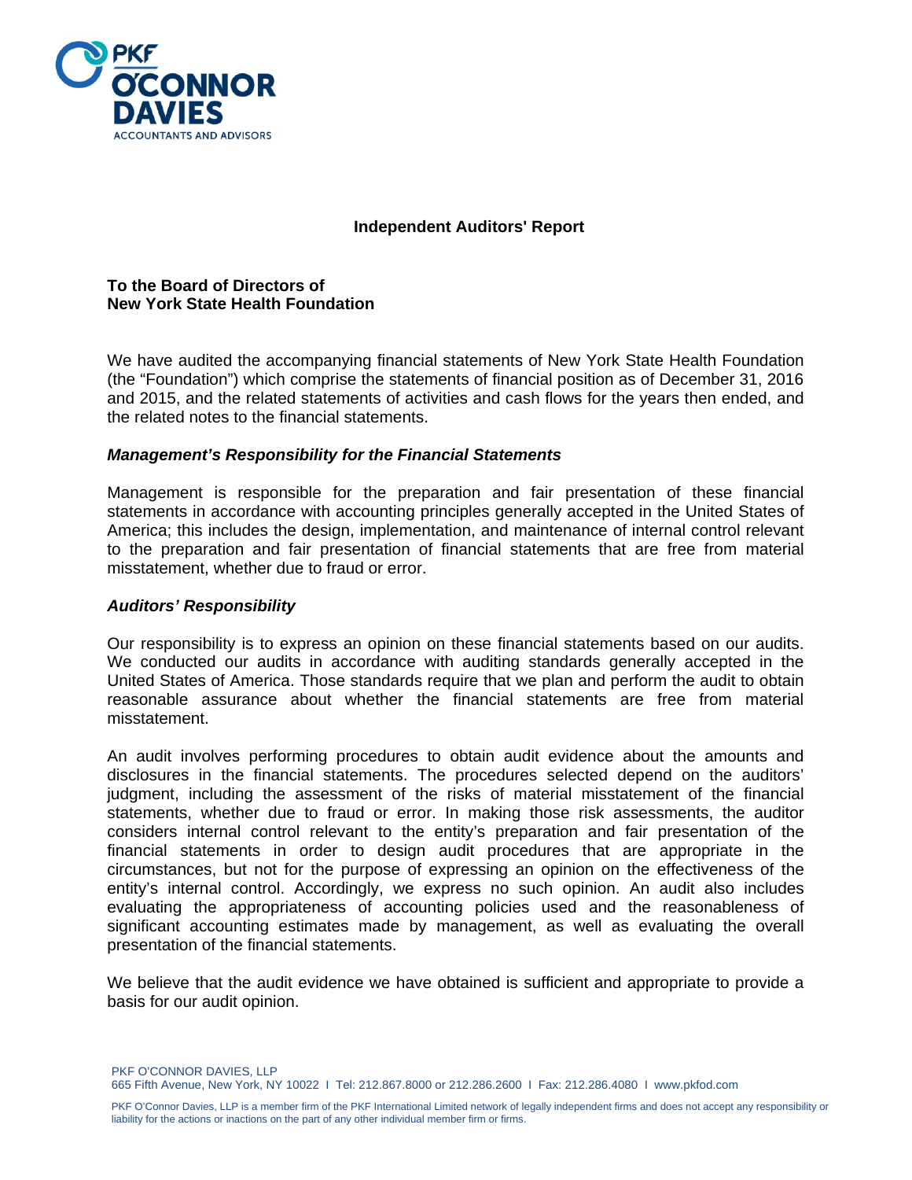PKF O'CONNOR DAVIES
ACCOUNTANTS AND ADVISORS

## Independent Auditors' Report

**To the Board of Directors of**
**New York State Health Foundation**

We have audited the accompanying financial statements of New York State Health Foundation (the "Foundation") which comprise the statements of financial position as of December 31, 2016 and 2015, and the related statements of activities and cash flows for the years then ended, and the related notes to the financial statements.

### *Management's Responsibility for the Financial Statements*

Management is responsible for the preparation and fair presentation of these financial statements in accordance with accounting principles generally accepted in the United States of America; this includes the design, implementation, and maintenance of internal control relevant to the preparation and fair presentation of financial statements that are free from material misstatement, whether due to fraud or error.

### *Auditors' Responsibility*

Our responsibility is to express an opinion on these financial statements based on our audits. We conducted our audits in accordance with auditing standards generally accepted in the United States of America. Those standards require that we plan and perform the audit to obtain reasonable assurance about whether the financial statements are free from material misstatement.

An audit involves performing procedures to obtain audit evidence about the amounts and disclosures in the financial statements. The procedures selected depend on the auditors' judgment, including the assessment of the risks of material misstatement of the financial statements, whether due to fraud or error. In making those risk assessments, the auditor considers internal control relevant to the entity's preparation and fair presentation of the financial statements in order to design audit procedures that are appropriate in the circumstances, but not for the purpose of expressing an opinion on the effectiveness of the entity's internal control. Accordingly, we express no such opinion. An audit also includes evaluating the appropriateness of accounting policies used and the reasonableness of significant accounting estimates made by management, as well as evaluating the overall presentation of the financial statements.

We believe that the audit evidence we have obtained is sufficient and appropriate to provide a basis for our audit opinion.

PKF O'CONNOR DAVIES, LLP
665 Fifth Avenue, New York, NY 10022 I Tel: 212.867.8000 or 212.286.2600 I Fax: 212.286.4080 I www.pkfod.com

PKF O'Connor Davies, LLP is a member firm of the PKF International Limited network of legally independent firms and does not accept any responsibility or liability for the actions or inactions on the part of any other individual member firm or firms.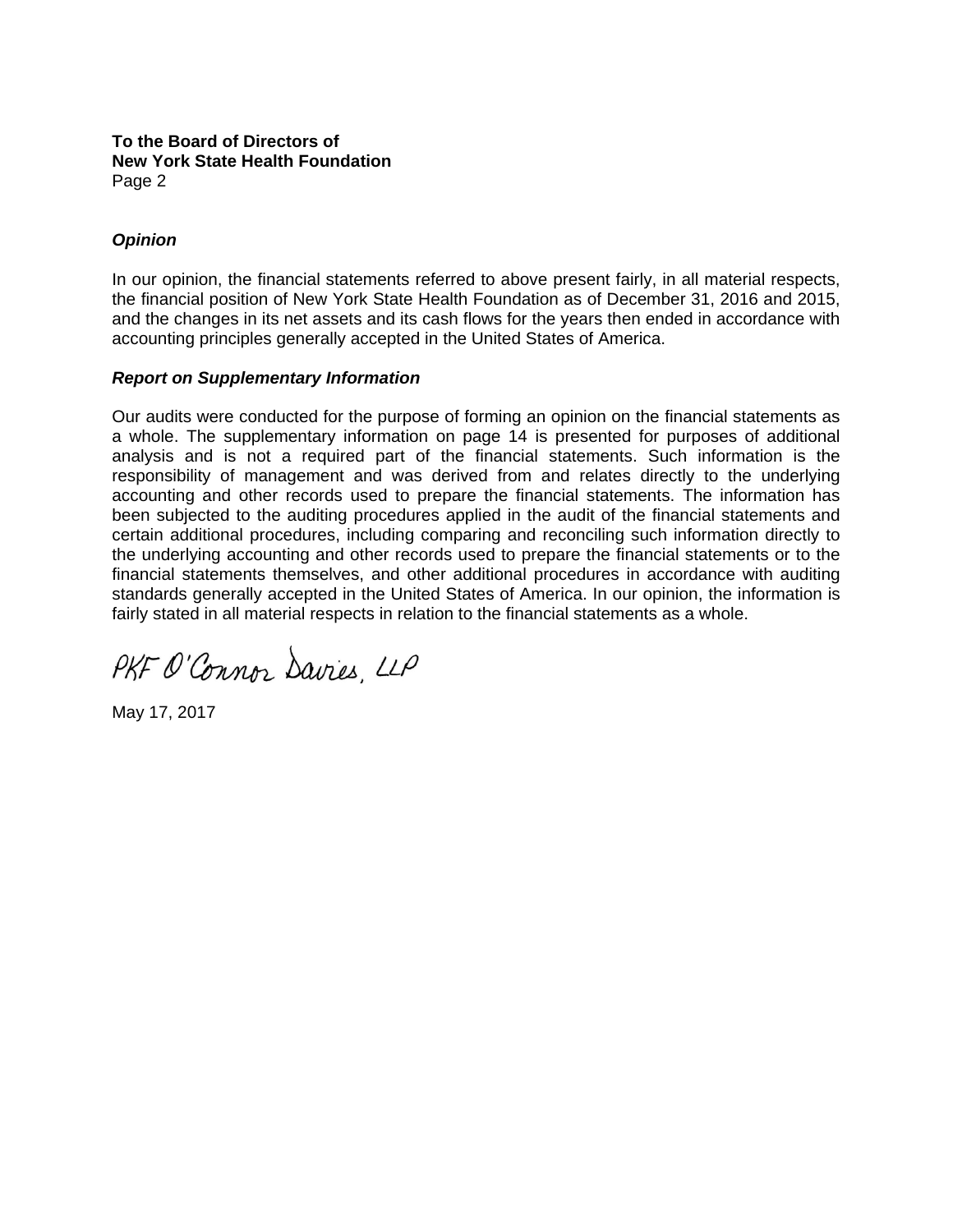**To the Board of Directors of**
**New York State Health Foundation**
Page 2

***Opinion***

In our opinion, the financial statements referred to above present fairly, in all material respects, the financial position of New York State Health Foundation as of December 31, 2016 and 2015, and the changes in its net assets and its cash flows for the years then ended in accordance with accounting principles generally accepted in the United States of America.

***Report on Supplementary Information***

Our audits were conducted for the purpose of forming an opinion on the financial statements as a whole. The supplementary information on page 14 is presented for purposes of additional analysis and is not a required part of the financial statements. Such information is the responsibility of management and was derived from and relates directly to the underlying accounting and other records used to prepare the financial statements. The information has been subjected to the auditing procedures applied in the audit of the financial statements and certain additional procedures, including comparing and reconciling such information directly to the underlying accounting and other records used to prepare the financial statements or to the financial statements themselves, and other additional procedures in accordance with auditing standards generally accepted in the United States of America. In our opinion, the information is fairly stated in all material respects in relation to the financial statements as a whole.

PKF O'Connor Davies, LLP

May 17, 2017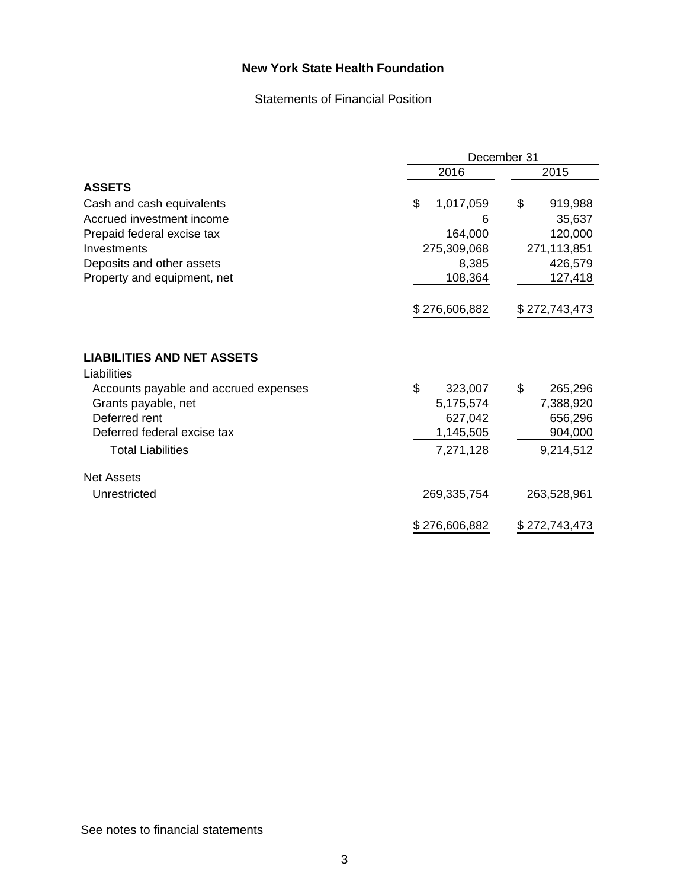# New York State Health Foundation

Statements of Financial Position

| | December 31 | |
|---|---|---|
| | 2016 | 2015 |
| **ASSETS** | | |
| Cash and cash equivalents | $ 1,017,059 | $ 919,988 |
| Accrued investment income | 6 | 35,637 |
| Prepaid federal excise tax | 164,000 | 120,000 |
| Investments | 275,309,068 | 271,113,851 |
| Deposits and other assets | 8,385 | 426,579 |
| Property and equipment, net | 108,364 | 127,418 |
| | $ 276,606,882 | $ 272,743,473 |
| **LIABILITIES AND NET ASSETS** | | |
| Liabilities | | |
| Accounts payable and accrued expenses | $ 323,007 | $ 265,296 |
| Grants payable, net | 5,175,574 | 7,388,920 |
| Deferred rent | 627,042 | 656,296 |
| Deferred federal excise tax | 1,145,505 | 904,000 |
| Total Liabilities | 7,271,128 | 9,214,512 |
| Net Assets | | |
| Unrestricted | 269,335,754 | 263,528,961 |
| | $ 276,606,882 | $ 272,743,473 |

See notes to financial statements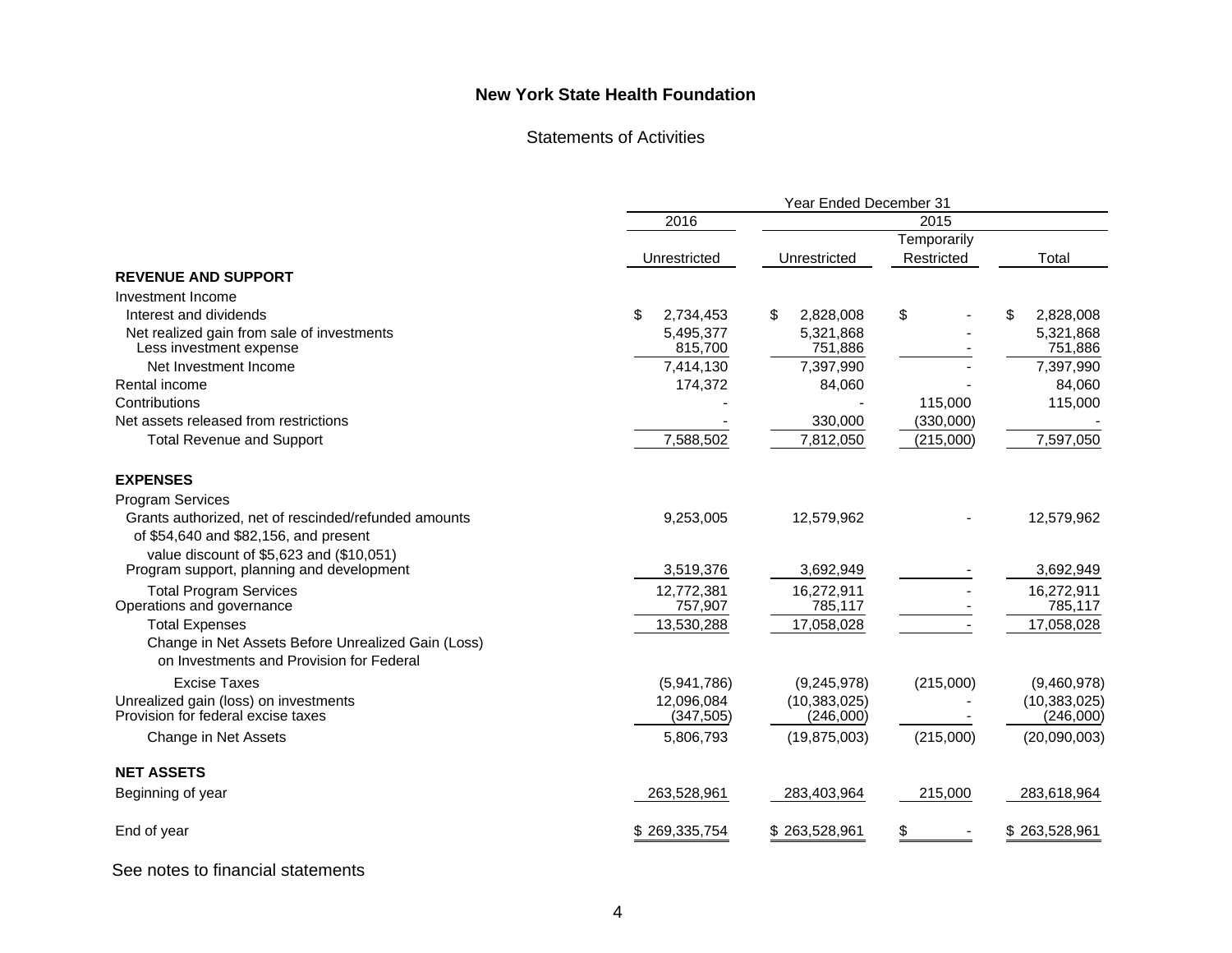**New York State Health Foundation**

Statements of Activities

| | Year Ended December 31 | | | |
|---|---|---|---|---|
| | 2016 | 2015 | | |
| | Unrestricted | Unrestricted | Temporarily Restricted | Total |
| **REVENUE AND SUPPORT** | | | | |
| Investment Income | | | | |
| Interest and dividends | $ 2,734,453 | $ 2,828,008 | $ - | $ 2,828,008 |
| Net realized gain from sale of investments | 5,495,377 | 5,321,868 | - | 5,321,868 |
| Less investment expense | 815,700 | 751,886 | - | 751,886 |
| Net Investment Income | 7,414,130 | 7,397,990 | - | 7,397,990 |
| Rental income | 174,372 | 84,060 | - | 84,060 |
| Contributions | - | - | 115,000 | 115,000 |
| Net assets released from restrictions | - | 330,000 | (330,000) | - |
| Total Revenue and Support | 7,588,502 | 7,812,050 | (215,000) | 7,597,050 |
| **EXPENSES** | | | | |
| Program Services | | | | |
| Grants authorized, net of rescinded/refunded amounts of $54,640 and $82,156, and present value discount of $5,623 and ($10,051) | 9,253,005 | 12,579,962 | - | 12,579,962 |
| Program support, planning and development | 3,519,376 | 3,692,949 | - | 3,692,949 |
| Total Program Services | 12,772,381 | 16,272,911 | - | 16,272,911 |
| Operations and governance | 757,907 | 785,117 | - | 785,117 |
| Total Expenses | 13,530,288 | 17,058,028 | - | 17,058,028 |
| Change in Net Assets Before Unrealized Gain (Loss) on Investments and Provision for Federal Excise Taxes | (5,941,786) | (9,245,978) | (215,000) | (9,460,978) |
| Unrealized gain (loss) on investments | 12,096,084 | (10,383,025) | - | (10,383,025) |
| Provision for federal excise taxes | (347,505) | (246,000) | - | (246,000) |
| Change in Net Assets | 5,806,793 | (19,875,003) | (215,000) | (20,090,003) |
| **NET ASSETS** | | | | |
| Beginning of year | 263,528,961 | 283,403,964 | 215,000 | 283,618,964 |
| End of year | $ 269,335,754 | $ 263,528,961 | $ - | $ 263,528,961 |

See notes to financial statements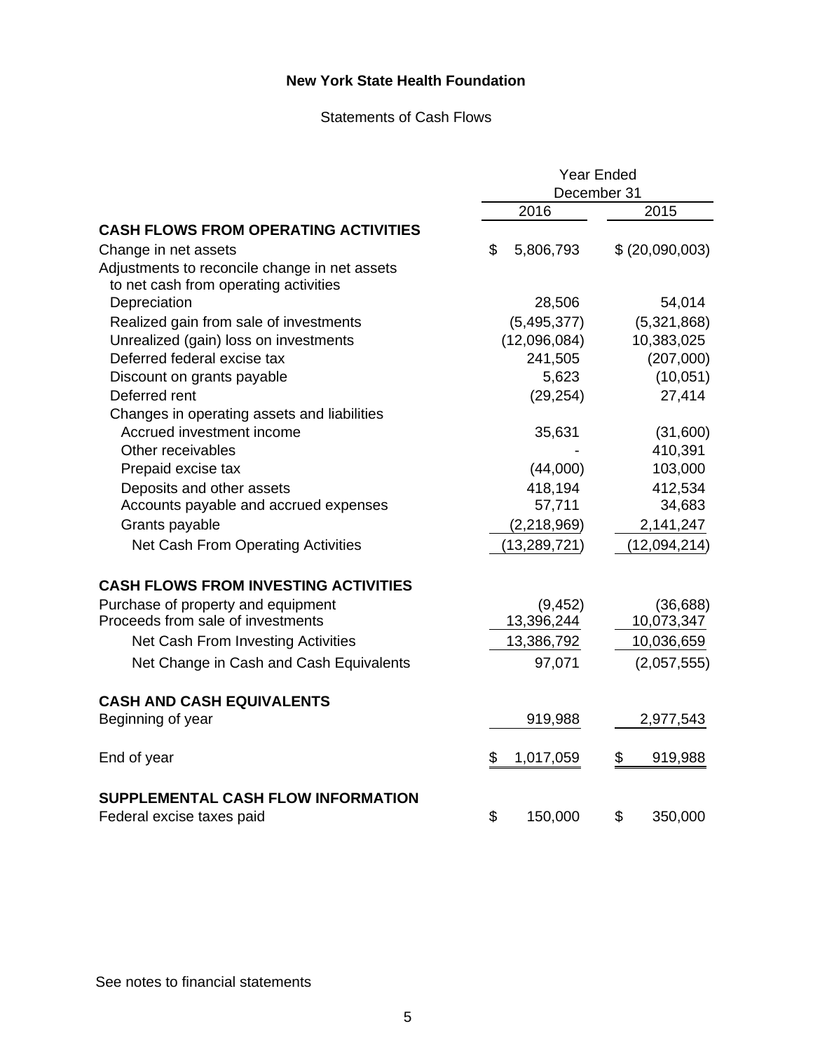# New York State Health Foundation

## Statements of Cash Flows

| | Year Ended December 31 | |
|---|---|---|
| | 2016 | 2015 |
| **CASH FLOWS FROM OPERATING ACTIVITIES** | | |
| Change in net assets | $ 5,806,793 | $ (20,090,003) |
| Adjustments to reconcile change in net assets to net cash from operating activities | | |
| Depreciation | 28,506 | 54,014 |
| Realized gain from sale of investments | (5,495,377) | (5,321,868) |
| Unrealized (gain) loss on investments | (12,096,084) | 10,383,025 |
| Deferred federal excise tax | 241,505 | (207,000) |
| Discount on grants payable | 5,623 | (10,051) |
| Deferred rent | (29,254) | 27,414 |
| Changes in operating assets and liabilities | | |
| Accrued investment income | 35,631 | (31,600) |
| Other receivables | - | 410,391 |
| Prepaid excise tax | (44,000) | 103,000 |
| Deposits and other assets | 418,194 | 412,534 |
| Accounts payable and accrued expenses | 57,711 | 34,683 |
| Grants payable | (2,218,969) | 2,141,247 |
| Net Cash From Operating Activities | (13,289,721) | (12,094,214) |
| **CASH FLOWS FROM INVESTING ACTIVITIES** | | |
| Purchase of property and equipment | (9,452) | (36,688) |
| Proceeds from sale of investments | 13,396,244 | 10,073,347 |
| Net Cash From Investing Activities | 13,386,792 | 10,036,659 |
| Net Change in Cash and Cash Equivalents | 97,071 | (2,057,555) |
| **CASH AND CASH EQUIVALENTS** | | |
| Beginning of year | 919,988 | 2,977,543 |
| End of year | $ 1,017,059 | $ 919,988 |
| **SUPPLEMENTAL CASH FLOW INFORMATION** | | |
| Federal excise taxes paid | $ 150,000 | $ 350,000 |

See notes to financial statements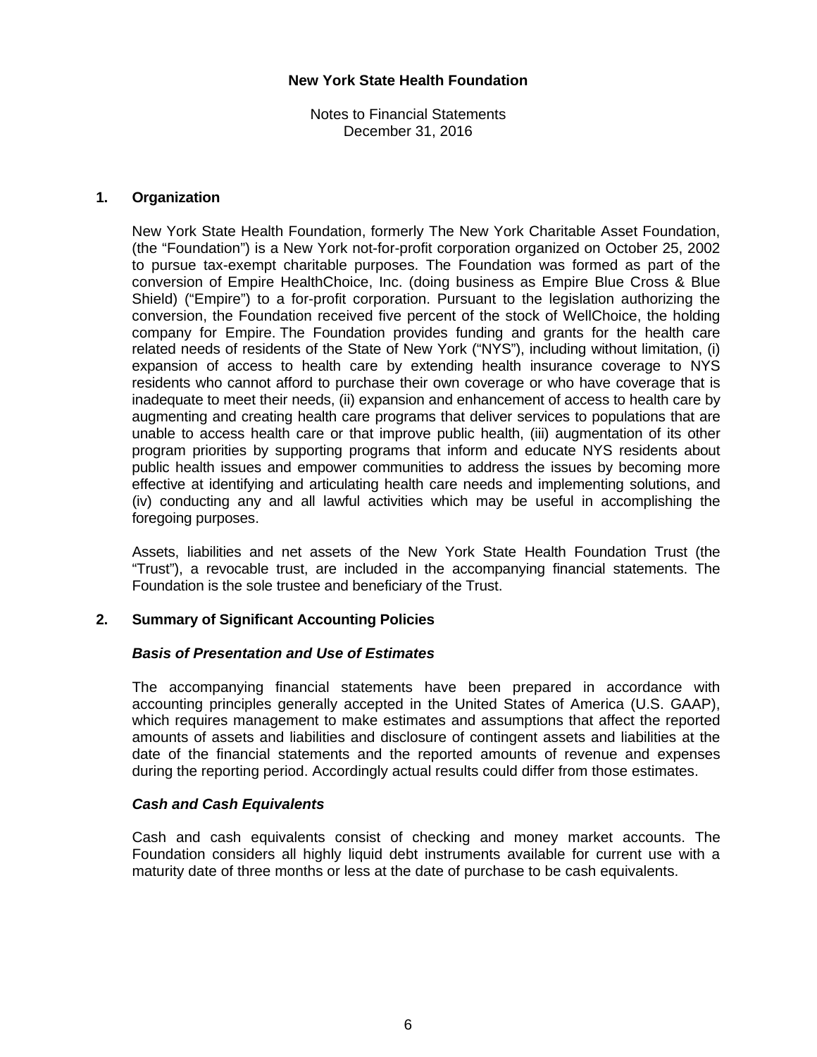# New York State Health Foundation

Notes to Financial Statements
December 31, 2016

## 1. Organization

New York State Health Foundation, formerly The New York Charitable Asset Foundation, (the "Foundation") is a New York not-for-profit corporation organized on October 25, 2002 to pursue tax-exempt charitable purposes. The Foundation was formed as part of the conversion of Empire HealthChoice, Inc. (doing business as Empire Blue Cross & Blue Shield) ("Empire") to a for-profit corporation. Pursuant to the legislation authorizing the conversion, the Foundation received five percent of the stock of WellChoice, the holding company for Empire. The Foundation provides funding and grants for the health care related needs of residents of the State of New York ("NYS"), including without limitation, (i) expansion of access to health care by extending health insurance coverage to NYS residents who cannot afford to purchase their own coverage or who have coverage that is inadequate to meet their needs, (ii) expansion and enhancement of access to health care by augmenting and creating health care programs that deliver services to populations that are unable to access health care or that improve public health, (iii) augmentation of its other program priorities by supporting programs that inform and educate NYS residents about public health issues and empower communities to address the issues by becoming more effective at identifying and articulating health care needs and implementing solutions, and (iv) conducting any and all lawful activities which may be useful in accomplishing the foregoing purposes.

Assets, liabilities and net assets of the New York State Health Foundation Trust (the "Trust"), a revocable trust, are included in the accompanying financial statements. The Foundation is the sole trustee and beneficiary of the Trust.

## 2. Summary of Significant Accounting Policies

### *Basis of Presentation and Use of Estimates*

The accompanying financial statements have been prepared in accordance with accounting principles generally accepted in the United States of America (U.S. GAAP), which requires management to make estimates and assumptions that affect the reported amounts of assets and liabilities and disclosure of contingent assets and liabilities at the date of the financial statements and the reported amounts of revenue and expenses during the reporting period. Accordingly actual results could differ from those estimates.

### *Cash and Cash Equivalents*

Cash and cash equivalents consist of checking and money market accounts. The Foundation considers all highly liquid debt instruments available for current use with a maturity date of three months or less at the date of purchase to be cash equivalents.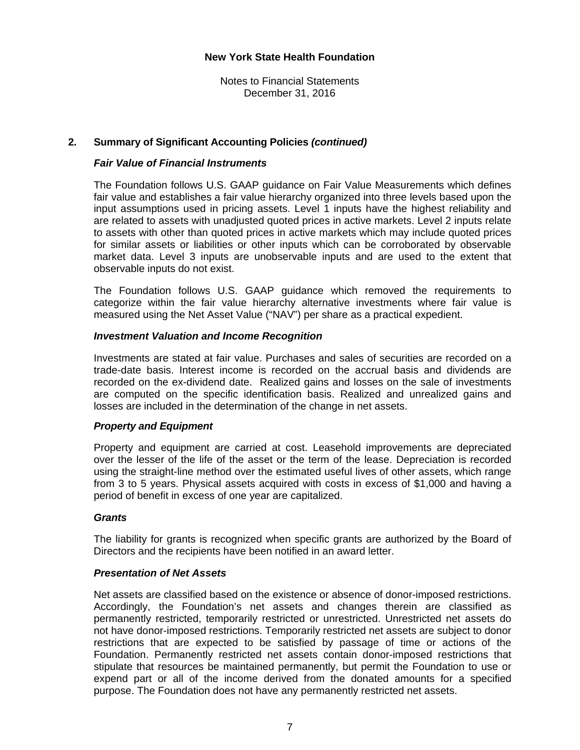## 2. Summary of Significant Accounting Policies *(continued)*

### *Fair Value of Financial Instruments*

The Foundation follows U.S. GAAP guidance on Fair Value Measurements which defines fair value and establishes a fair value hierarchy organized into three levels based upon the input assumptions used in pricing assets. Level 1 inputs have the highest reliability and are related to assets with unadjusted quoted prices in active markets. Level 2 inputs relate to assets with other than quoted prices in active markets which may include quoted prices for similar assets or liabilities or other inputs which can be corroborated by observable market data. Level 3 inputs are unobservable inputs and are used to the extent that observable inputs do not exist.

The Foundation follows U.S. GAAP guidance which removed the requirements to categorize within the fair value hierarchy alternative investments where fair value is measured using the Net Asset Value ("NAV") per share as a practical expedient.

### *Investment Valuation and Income Recognition*

Investments are stated at fair value. Purchases and sales of securities are recorded on a trade-date basis. Interest income is recorded on the accrual basis and dividends are recorded on the ex-dividend date. Realized gains and losses on the sale of investments are computed on the specific identification basis. Realized and unrealized gains and losses are included in the determination of the change in net assets.

### *Property and Equipment*

Property and equipment are carried at cost. Leasehold improvements are depreciated over the lesser of the life of the asset or the term of the lease. Depreciation is recorded using the straight-line method over the estimated useful lives of other assets, which range from 3 to 5 years. Physical assets acquired with costs in excess of $1,000 and having a period of benefit in excess of one year are capitalized.

### *Grants*

The liability for grants is recognized when specific grants are authorized by the Board of Directors and the recipients have been notified in an award letter.

### *Presentation of Net Assets*

Net assets are classified based on the existence or absence of donor-imposed restrictions. Accordingly, the Foundation's net assets and changes therein are classified as permanently restricted, temporarily restricted or unrestricted. Unrestricted net assets do not have donor-imposed restrictions. Temporarily restricted net assets are subject to donor restrictions that are expected to be satisfied by passage of time or actions of the Foundation. Permanently restricted net assets contain donor-imposed restrictions that stipulate that resources be maintained permanently, but permit the Foundation to use or expend part or all of the income derived from the donated amounts for a specified purpose. The Foundation does not have any permanently restricted net assets.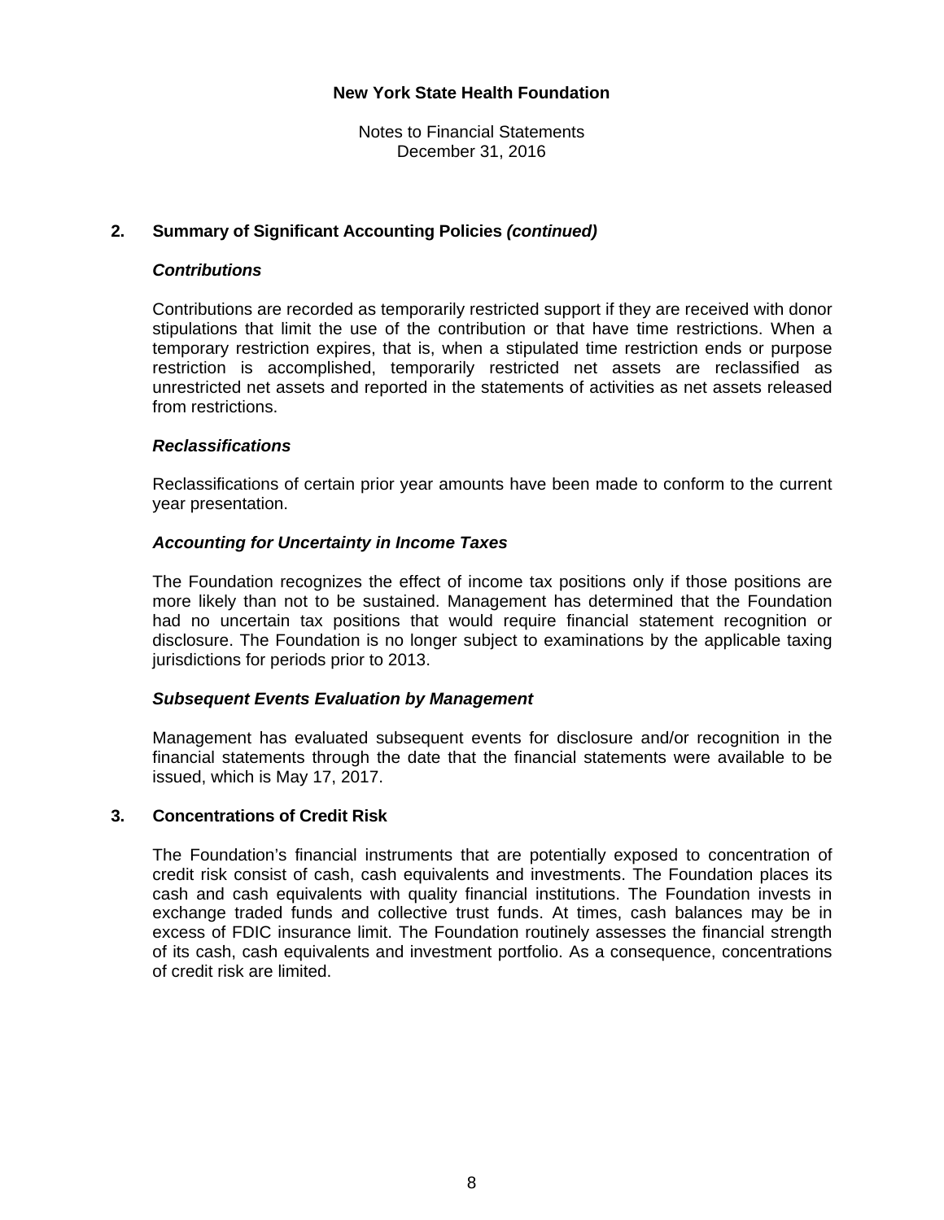**New York State Health Foundation**

Notes to Financial Statements
December 31, 2016

## 2. Summary of Significant Accounting Policies *(continued)*

### *Contributions*

Contributions are recorded as temporarily restricted support if they are received with donor stipulations that limit the use of the contribution or that have time restrictions. When a temporary restriction expires, that is, when a stipulated time restriction ends or purpose restriction is accomplished, temporarily restricted net assets are reclassified as unrestricted net assets and reported in the statements of activities as net assets released from restrictions.

### *Reclassifications*

Reclassifications of certain prior year amounts have been made to conform to the current year presentation.

### *Accounting for Uncertainty in Income Taxes*

The Foundation recognizes the effect of income tax positions only if those positions are more likely than not to be sustained. Management has determined that the Foundation had no uncertain tax positions that would require financial statement recognition or disclosure. The Foundation is no longer subject to examinations by the applicable taxing jurisdictions for periods prior to 2013.

### *Subsequent Events Evaluation by Management*

Management has evaluated subsequent events for disclosure and/or recognition in the financial statements through the date that the financial statements were available to be issued, which is May 17, 2017.

## 3. Concentrations of Credit Risk

The Foundation's financial instruments that are potentially exposed to concentration of credit risk consist of cash, cash equivalents and investments. The Foundation places its cash and cash equivalents with quality financial institutions. The Foundation invests in exchange traded funds and collective trust funds. At times, cash balances may be in excess of FDIC insurance limit. The Foundation routinely assesses the financial strength of its cash, cash equivalents and investment portfolio. As a consequence, concentrations of credit risk are limited.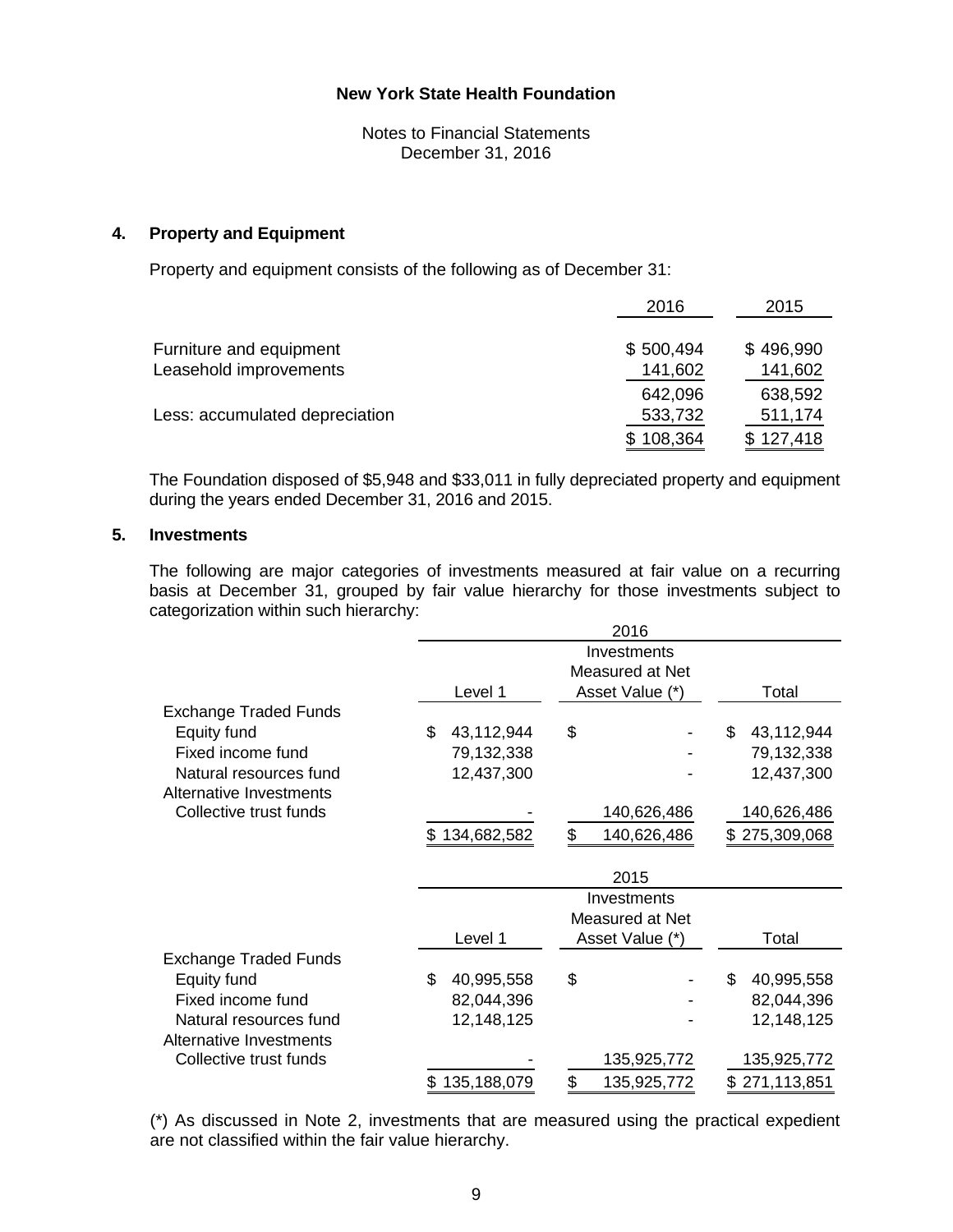New York State Health Foundation

Notes to Financial Statements
December 31, 2016

## 4. Property and Equipment

Property and equipment consists of the following as of December 31:

| | 2016 | 2015 |
|---|---|---|
| Furniture and equipment | $ 500,494 | $ 496,990 |
| Leasehold improvements | 141,602 | 141,602 |
| | 642,096 | 638,592 |
| Less: accumulated depreciation | 533,732 | 511,174 |
| | $ 108,364 | $ 127,418 |

The Foundation disposed of $5,948 and $33,011 in fully depreciated property and equipment during the years ended December 31, 2016 and 2015.

## 5. Investments

The following are major categories of investments measured at fair value on a recurring basis at December 31, grouped by fair value hierarchy for those investments subject to categorization within such hierarchy:

| | 2016 | | |
|---|---|---|---|
| | Level 1 | Investments Measured at Net Asset Value (*) | Total |
| Exchange Traded Funds | | | |
| Equity fund | $ 43,112,944 | $ - | $ 43,112,944 |
| Fixed income fund | 79,132,338 | - | 79,132,338 |
| Natural resources fund | 12,437,300 | - | 12,437,300 |
| Alternative Investments | | | |
| Collective trust funds | - | 140,626,486 | 140,626,486 |
| | $ 134,682,582 | $ 140,626,486 | $ 275,309,068 |

| | 2015 | | |
|---|---|---|---|
| | Level 1 | Investments Measured at Net Asset Value (*) | Total |
| Exchange Traded Funds | | | |
| Equity fund | $ 40,995,558 | $ - | $ 40,995,558 |
| Fixed income fund | 82,044,396 | - | 82,044,396 |
| Natural resources fund | 12,148,125 | - | 12,148,125 |
| Alternative Investments | | | |
| Collective trust funds | - | 135,925,772 | 135,925,772 |
| | $ 135,188,079 | $ 135,925,772 | $ 271,113,851 |

(*) As discussed in Note 2, investments that are measured using the practical expedient are not classified within the fair value hierarchy.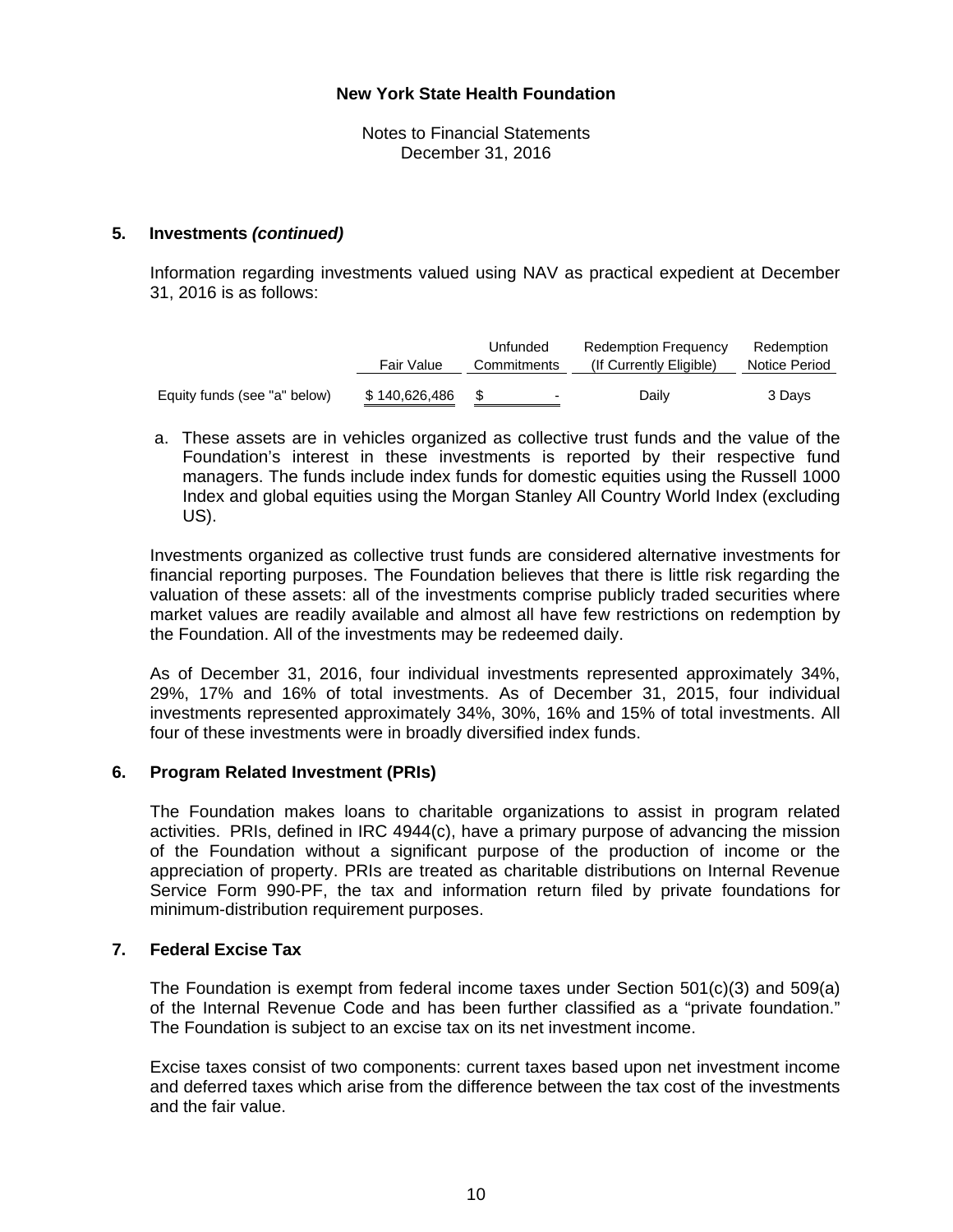## 5. Investments *(continued)*

Information regarding investments valued using NAV as practical expedient at December 31, 2016 is as follows:

| | Fair Value | Unfunded Commitments | Redemption Frequency (If Currently Eligible) | Redemption Notice Period |
|---|---|---|---|---|
| Equity funds (see "a" below) | $ 140,626,486 | $ - | Daily | 3 Days |

a. These assets are in vehicles organized as collective trust funds and the value of the Foundation's interest in these investments is reported by their respective fund managers. The funds include index funds for domestic equities using the Russell 1000 Index and global equities using the Morgan Stanley All Country World Index (excluding US).

Investments organized as collective trust funds are considered alternative investments for financial reporting purposes. The Foundation believes that there is little risk regarding the valuation of these assets: all of the investments comprise publicly traded securities where market values are readily available and almost all have few restrictions on redemption by the Foundation. All of the investments may be redeemed daily.

As of December 31, 2016, four individual investments represented approximately 34%, 29%, 17% and 16% of total investments. As of December 31, 2015, four individual investments represented approximately 34%, 30%, 16% and 15% of total investments. All four of these investments were in broadly diversified index funds.

## 6. Program Related Investment (PRIs)

The Foundation makes loans to charitable organizations to assist in program related activities. PRIs, defined in IRC 4944(c), have a primary purpose of advancing the mission of the Foundation without a significant purpose of the production of income or the appreciation of property. PRIs are treated as charitable distributions on Internal Revenue Service Form 990-PF, the tax and information return filed by private foundations for minimum-distribution requirement purposes.

## 7. Federal Excise Tax

The Foundation is exempt from federal income taxes under Section 501(c)(3) and 509(a) of the Internal Revenue Code and has been further classified as a "private foundation." The Foundation is subject to an excise tax on its net investment income.

Excise taxes consist of two components: current taxes based upon net investment income and deferred taxes which arise from the difference between the tax cost of the investments and the fair value.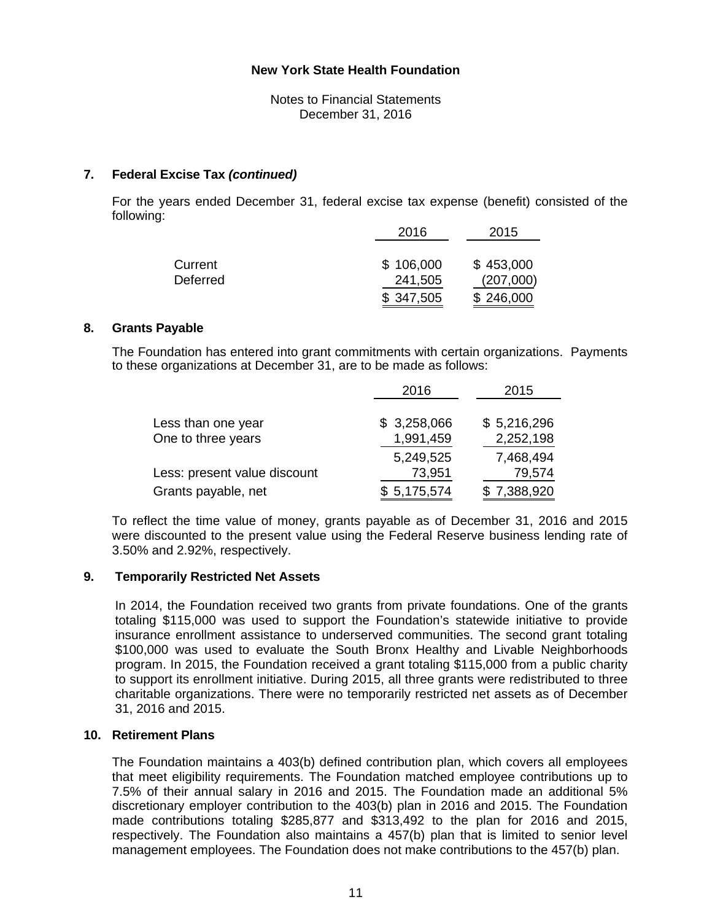**New York State Health Foundation**

Notes to Financial Statements
December 31, 2016

## 7. Federal Excise Tax *(continued)*

For the years ended December 31, federal excise tax expense (benefit) consisted of the following:

| | 2016 | 2015 |
|---|---|---|
| Current | $ 106,000 | $ 453,000 |
| Deferred | 241,505 | (207,000) |
| | $ 347,505 | $ 246,000 |

## 8. Grants Payable

The Foundation has entered into grant commitments with certain organizations. Payments to these organizations at December 31, are to be made as follows:

| | 2016 | 2015 |
|---|---|---|
| Less than one year | $ 3,258,066 | $ 5,216,296 |
| One to three years | 1,991,459 | 2,252,198 |
| | 5,249,525 | 7,468,494 |
| Less: present value discount | 73,951 | 79,574 |
| Grants payable, net | $ 5,175,574 | $ 7,388,920 |

To reflect the time value of money, grants payable as of December 31, 2016 and 2015 were discounted to the present value using the Federal Reserve business lending rate of 3.50% and 2.92%, respectively.

## 9. Temporarily Restricted Net Assets

In 2014, the Foundation received two grants from private foundations. One of the grants totaling $115,000 was used to support the Foundation's statewide initiative to provide insurance enrollment assistance to underserved communities. The second grant totaling $100,000 was used to evaluate the South Bronx Healthy and Livable Neighborhoods program. In 2015, the Foundation received a grant totaling $115,000 from a public charity to support its enrollment initiative. During 2015, all three grants were redistributed to three charitable organizations. There were no temporarily restricted net assets as of December 31, 2016 and 2015.

## 10. Retirement Plans

The Foundation maintains a 403(b) defined contribution plan, which covers all employees that meet eligibility requirements. The Foundation matched employee contributions up to 7.5% of their annual salary in 2016 and 2015. The Foundation made an additional 5% discretionary employer contribution to the 403(b) plan in 2016 and 2015. The Foundation made contributions totaling $285,877 and $313,492 to the plan for 2016 and 2015, respectively. The Foundation also maintains a 457(b) plan that is limited to senior level management employees. The Foundation does not make contributions to the 457(b) plan.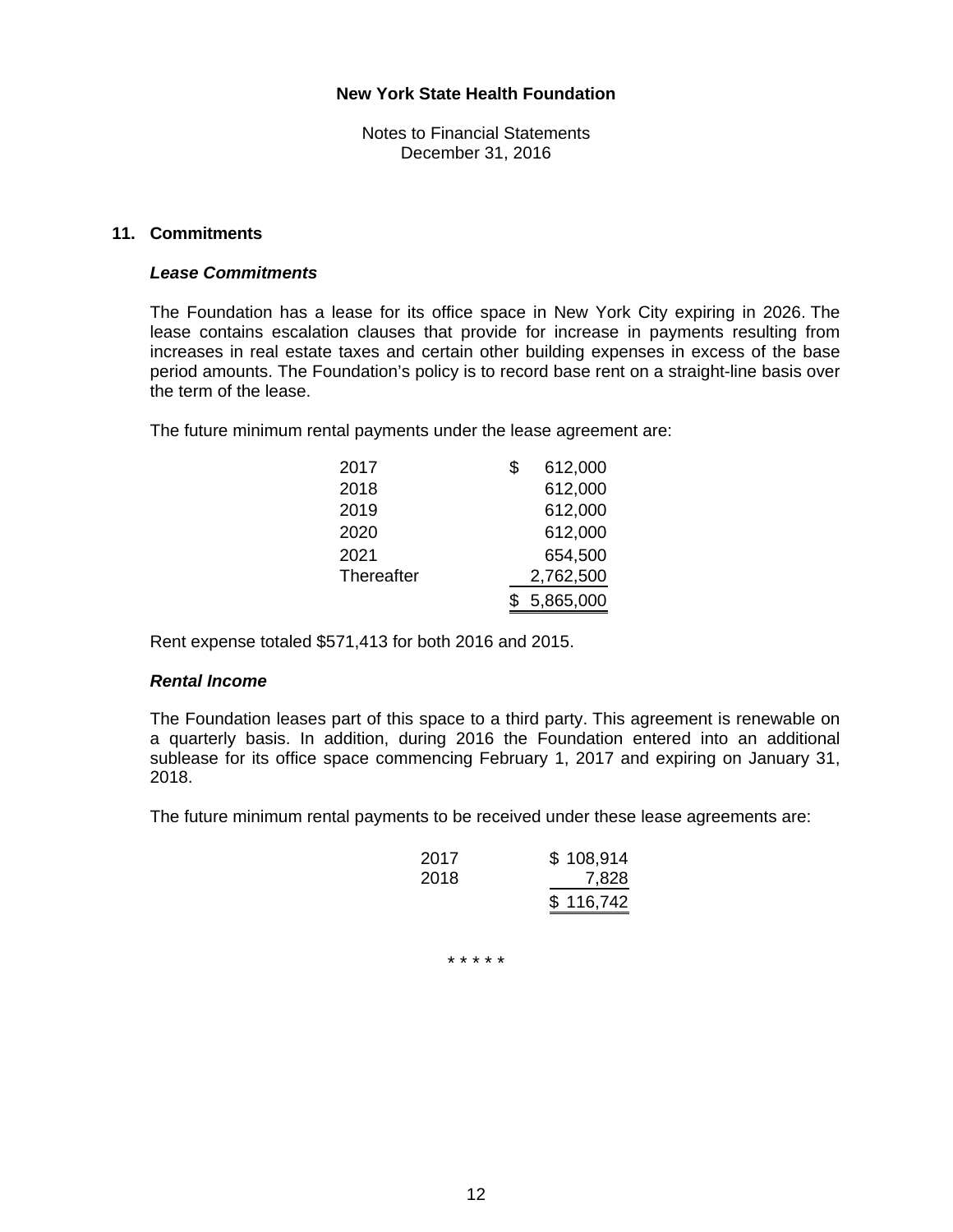**New York State Health Foundation**

Notes to Financial Statements
December 31, 2016

## 11. Commitments

### *Lease Commitments*

The Foundation has a lease for its office space in New York City expiring in 2026. The lease contains escalation clauses that provide for increase in payments resulting from increases in real estate taxes and certain other building expenses in excess of the base period amounts. The Foundation's policy is to record base rent on a straight-line basis over the term of the lease.

The future minimum rental payments under the lease agreement are:

| | |
|---|---|
| 2017 | $ 612,000 |
| 2018 | 612,000 |
| 2019 | 612,000 |
| 2020 | 612,000 |
| 2021 | 654,500 |
| Thereafter | 2,762,500 |
| | $ 5,865,000 |

Rent expense totaled $571,413 for both 2016 and 2015.

### *Rental Income*

The Foundation leases part of this space to a third party. This agreement is renewable on a quarterly basis. In addition, during 2016 the Foundation entered into an additional sublease for its office space commencing February 1, 2017 and expiring on January 31, 2018.

The future minimum rental payments to be received under these lease agreements are:

| | |
|---|---|
| 2017 | $ 108,914 |
| 2018 | 7,828 |
| | $ 116,742 |

* * * * *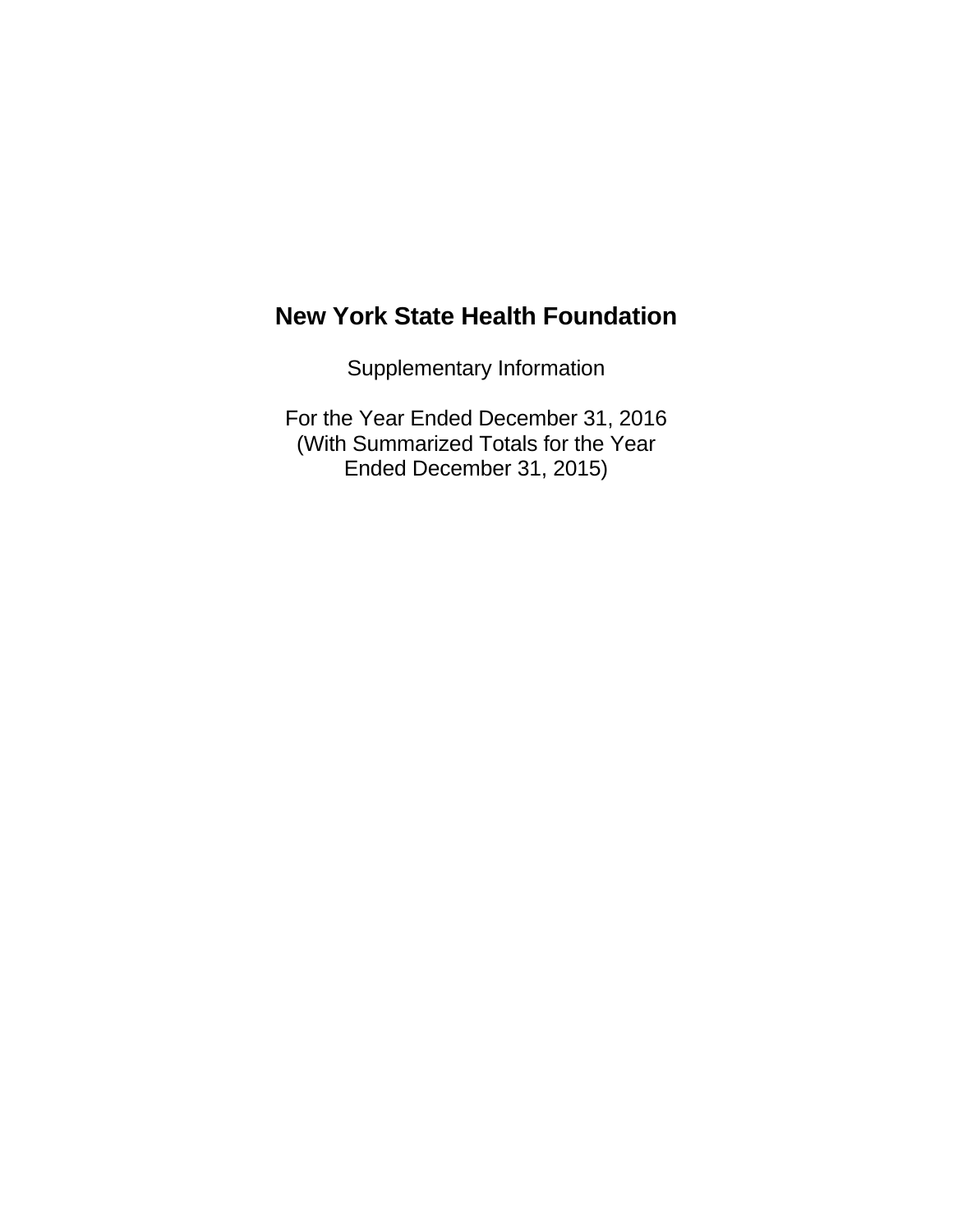# New York State Health Foundation

Supplementary Information

For the Year Ended December 31, 2016
(With Summarized Totals for the Year
Ended December 31, 2015)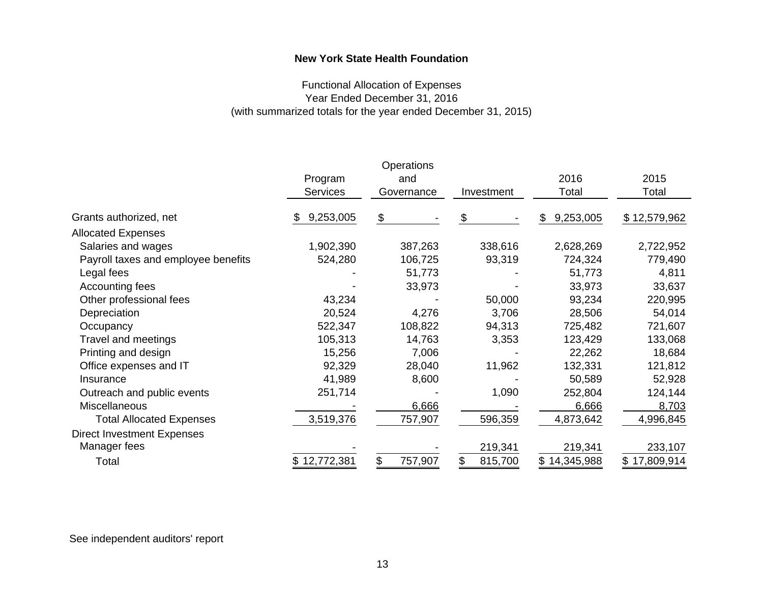**New York State Health Foundation**

Functional Allocation of Expenses
Year Ended December 31, 2016
(with summarized totals for the year ended December 31, 2015)

| | Program Services | Operations and Governance | Investment | 2016 Total | 2015 Total |
|---|---|---|---|---|---|
| Grants authorized, net | $ 9,253,005 | $ - | $ - | $ 9,253,005 | $ 12,579,962 |
| Allocated Expenses | | | | | |
| Salaries and wages | 1,902,390 | 387,263 | 338,616 | 2,628,269 | 2,722,952 |
| Payroll taxes and employee benefits | 524,280 | 106,725 | 93,319 | 724,324 | 779,490 |
| Legal fees | - | 51,773 | - | 51,773 | 4,811 |
| Accounting fees | - | 33,973 | - | 33,973 | 33,637 |
| Other professional fees | 43,234 | - | 50,000 | 93,234 | 220,995 |
| Depreciation | 20,524 | 4,276 | 3,706 | 28,506 | 54,014 |
| Occupancy | 522,347 | 108,822 | 94,313 | 725,482 | 721,607 |
| Travel and meetings | 105,313 | 14,763 | 3,353 | 123,429 | 133,068 |
| Printing and design | 15,256 | 7,006 | - | 22,262 | 18,684 |
| Office expenses and IT | 92,329 | 28,040 | 11,962 | 132,331 | 121,812 |
| Insurance | 41,989 | 8,600 | - | 50,589 | 52,928 |
| Outreach and public events | 251,714 | - | 1,090 | 252,804 | 124,144 |
| Miscellaneous | - | 6,666 | - | 6,666 | 8,703 |
| Total Allocated Expenses | 3,519,376 | 757,907 | 596,359 | 4,873,642 | 4,996,845 |
| Direct Investment Expenses | | | | | |
| Manager fees | - | - | 219,341 | 219,341 | 233,107 |
| Total | $ 12,772,381 | $ 757,907 | $ 815,700 | $ 14,345,988 | $ 17,809,914 |

See independent auditors' report